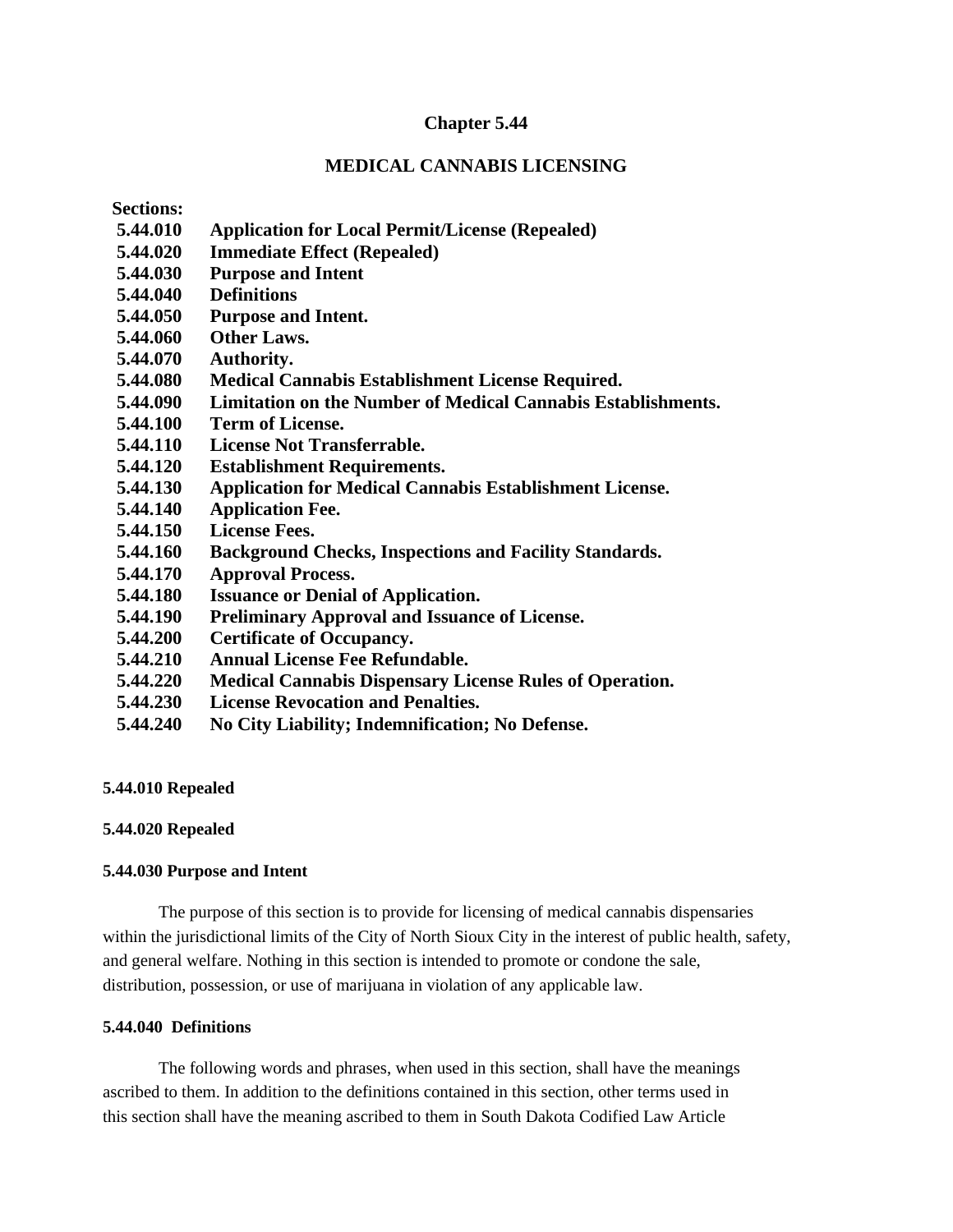# Chapter 5.44

## MEDICAL CANNABIS LICENSING

**Sections:**

| | |
|---|---|
| **5.44.010** | **Application for Local Permit/License (Repealed)** |
| **5.44.020** | **Immediate Effect (Repealed)** |
| **5.44.030** | **Purpose and Intent** |
| **5.44.040** | **Definitions** |
| **5.44.050** | **Purpose and Intent.** |
| **5.44.060** | **Other Laws.** |
| **5.44.070** | **Authority.** |
| **5.44.080** | **Medical Cannabis Establishment License Required.** |
| **5.44.090** | **Limitation on the Number of Medical Cannabis Establishments.** |
| **5.44.100** | **Term of License.** |
| **5.44.110** | **License Not Transferrable.** |
| **5.44.120** | **Establishment Requirements.** |
| **5.44.130** | **Application for Medical Cannabis Establishment License.** |
| **5.44.140** | **Application Fee.** |
| **5.44.150** | **License Fees.** |
| **5.44.160** | **Background Checks, Inspections and Facility Standards.** |
| **5.44.170** | **Approval Process.** |
| **5.44.180** | **Issuance or Denial of Application.** |
| **5.44.190** | **Preliminary Approval and Issuance of License.** |
| **5.44.200** | **Certificate of Occupancy.** |
| **5.44.210** | **Annual License Fee Refundable.** |
| **5.44.220** | **Medical Cannabis Dispensary License Rules of Operation.** |
| **5.44.230** | **License Revocation and Penalties.** |
| **5.44.240** | **No City Liability; Indemnification; No Defense.** |

**5.44.010 Repealed**

**5.44.020 Repealed**

**5.44.030 Purpose and Intent**

The purpose of this section is to provide for licensing of medical cannabis dispensaries within the jurisdictional limits of the City of North Sioux City in the interest of public health, safety, and general welfare. Nothing in this section is intended to promote or condone the sale, distribution, possession, or use of marijuana in violation of any applicable law.

**5.44.040 Definitions**

The following words and phrases, when used in this section, shall have the meanings ascribed to them. In addition to the definitions contained in this section, other terms used in this section shall have the meaning ascribed to them in South Dakota Codified Law Article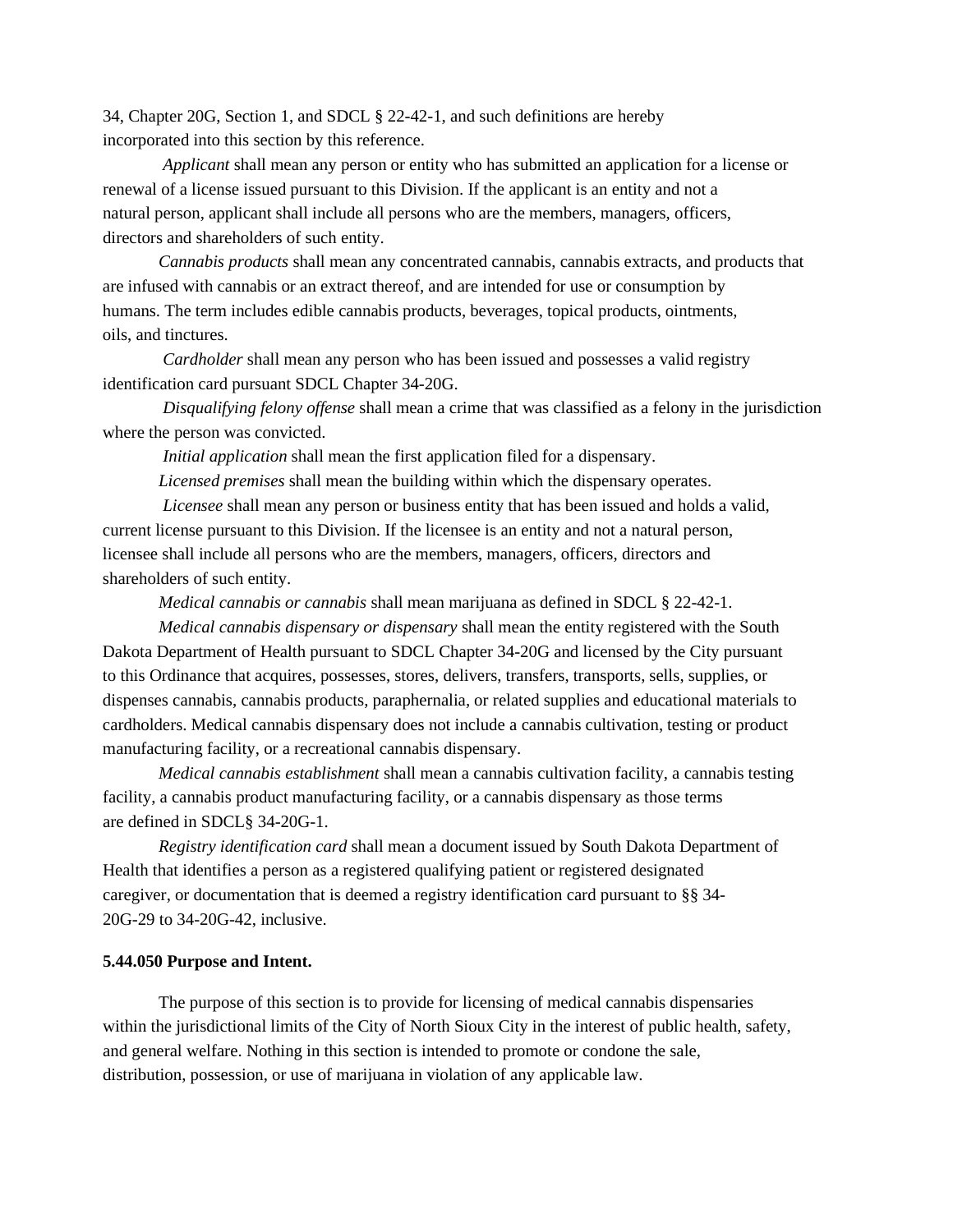34, Chapter 20G, Section 1, and SDCL § 22-42-1, and such definitions are hereby incorporated into this section by this reference.

*Applicant* shall mean any person or entity who has submitted an application for a license or renewal of a license issued pursuant to this Division. If the applicant is an entity and not a natural person, applicant shall include all persons who are the members, managers, officers, directors and shareholders of such entity.

*Cannabis products* shall mean any concentrated cannabis, cannabis extracts, and products that are infused with cannabis or an extract thereof, and are intended for use or consumption by humans. The term includes edible cannabis products, beverages, topical products, ointments, oils, and tinctures.

*Cardholder* shall mean any person who has been issued and possesses a valid registry identification card pursuant SDCL Chapter 34-20G.

*Disqualifying felony offense* shall mean a crime that was classified as a felony in the jurisdiction where the person was convicted.

*Initial application* shall mean the first application filed for a dispensary.

*Licensed premises* shall mean the building within which the dispensary operates.

*Licensee* shall mean any person or business entity that has been issued and holds a valid, current license pursuant to this Division. If the licensee is an entity and not a natural person, licensee shall include all persons who are the members, managers, officers, directors and shareholders of such entity.

*Medical cannabis or cannabis* shall mean marijuana as defined in SDCL § 22-42-1.

*Medical cannabis dispensary or dispensary* shall mean the entity registered with the South Dakota Department of Health pursuant to SDCL Chapter 34-20G and licensed by the City pursuant to this Ordinance that acquires, possesses, stores, delivers, transfers, transports, sells, supplies, or dispenses cannabis, cannabis products, paraphernalia, or related supplies and educational materials to cardholders. Medical cannabis dispensary does not include a cannabis cultivation, testing or product manufacturing facility, or a recreational cannabis dispensary.

*Medical cannabis establishment* shall mean a cannabis cultivation facility, a cannabis testing facility, a cannabis product manufacturing facility, or a cannabis dispensary as those terms are defined in SDCL§ 34-20G-1.

*Registry identification card* shall mean a document issued by South Dakota Department of Health that identifies a person as a registered qualifying patient or registered designated caregiver, or documentation that is deemed a registry identification card pursuant to §§ 34-20G-29 to 34-20G-42, inclusive.

**5.44.050 Purpose and Intent.**

The purpose of this section is to provide for licensing of medical cannabis dispensaries within the jurisdictional limits of the City of North Sioux City in the interest of public health, safety, and general welfare. Nothing in this section is intended to promote or condone the sale, distribution, possession, or use of marijuana in violation of any applicable law.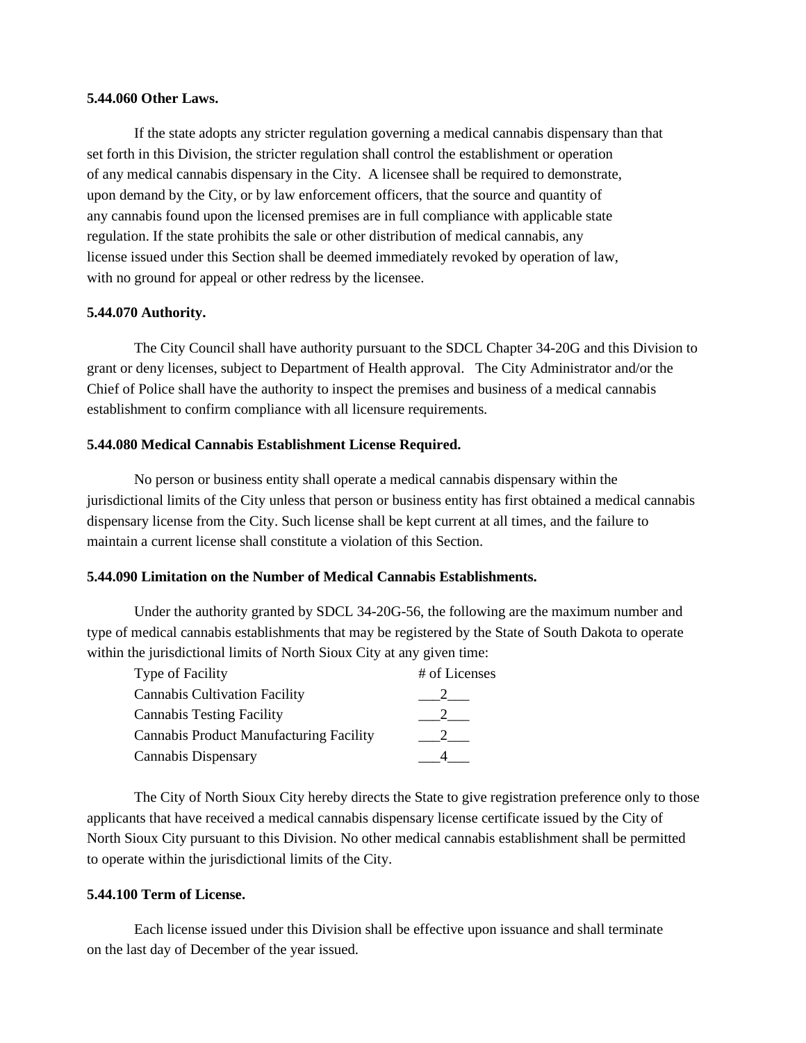**5.44.060 Other Laws.**

If the state adopts any stricter regulation governing a medical cannabis dispensary than that set forth in this Division, the stricter regulation shall control the establishment or operation of any medical cannabis dispensary in the City. A licensee shall be required to demonstrate, upon demand by the City, or by law enforcement officers, that the source and quantity of any cannabis found upon the licensed premises are in full compliance with applicable state regulation. If the state prohibits the sale or other distribution of medical cannabis, any license issued under this Section shall be deemed immediately revoked by operation of law, with no ground for appeal or other redress by the licensee.

**5.44.070 Authority.**

The City Council shall have authority pursuant to the SDCL Chapter 34-20G and this Division to grant or deny licenses, subject to Department of Health approval. The City Administrator and/or the Chief of Police shall have the authority to inspect the premises and business of a medical cannabis establishment to confirm compliance with all licensure requirements.

**5.44.080 Medical Cannabis Establishment License Required.**

No person or business entity shall operate a medical cannabis dispensary within the jurisdictional limits of the City unless that person or business entity has first obtained a medical cannabis dispensary license from the City. Such license shall be kept current at all times, and the failure to maintain a current license shall constitute a violation of this Section.

**5.44.090 Limitation on the Number of Medical Cannabis Establishments.**

Under the authority granted by SDCL 34-20G-56, the following are the maximum number and type of medical cannabis establishments that may be registered by the State of South Dakota to operate within the jurisdictional limits of North Sioux City at any given time:

| Type of Facility | # of Licenses |
|---|---|
| Cannabis Cultivation Facility | 2 |
| Cannabis Testing Facility | 2 |
| Cannabis Product Manufacturing Facility | 2 |
| Cannabis Dispensary | 4 |

The City of North Sioux City hereby directs the State to give registration preference only to those applicants that have received a medical cannabis dispensary license certificate issued by the City of North Sioux City pursuant to this Division. No other medical cannabis establishment shall be permitted to operate within the jurisdictional limits of the City.

**5.44.100 Term of License.**

Each license issued under this Division shall be effective upon issuance and shall terminate on the last day of December of the year issued.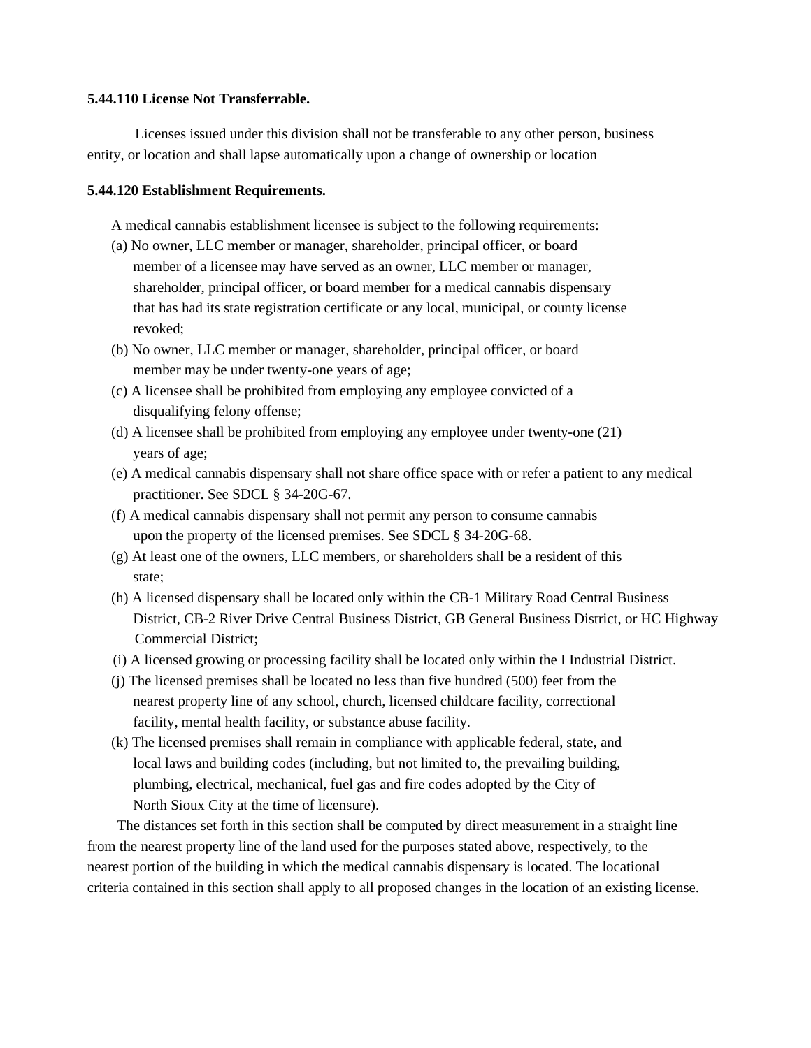**5.44.110 License Not Transferrable.**

Licenses issued under this division shall not be transferable to any other person, business entity, or location and shall lapse automatically upon a change of ownership or location

**5.44.120 Establishment Requirements.**

A medical cannabis establishment licensee is subject to the following requirements:

(a) No owner, LLC member or manager, shareholder, principal officer, or board member of a licensee may have served as an owner, LLC member or manager, shareholder, principal officer, or board member for a medical cannabis dispensary that has had its state registration certificate or any local, municipal, or county license revoked;

(b) No owner, LLC member or manager, shareholder, principal officer, or board member may be under twenty-one years of age;

(c) A licensee shall be prohibited from employing any employee convicted of a disqualifying felony offense;

(d) A licensee shall be prohibited from employing any employee under twenty-one (21) years of age;

(e) A medical cannabis dispensary shall not share office space with or refer a patient to any medical practitioner. See SDCL § 34-20G-67.

(f) A medical cannabis dispensary shall not permit any person to consume cannabis upon the property of the licensed premises. See SDCL § 34-20G-68.

(g) At least one of the owners, LLC members, or shareholders shall be a resident of this state;

(h) A licensed dispensary shall be located only within the CB-1 Military Road Central Business District, CB-2 River Drive Central Business District, GB General Business District, or HC Highway Commercial District;

(i) A licensed growing or processing facility shall be located only within the I Industrial District.

(j) The licensed premises shall be located no less than five hundred (500) feet from the nearest property line of any school, church, licensed childcare facility, correctional facility, mental health facility, or substance abuse facility.

(k) The licensed premises shall remain in compliance with applicable federal, state, and local laws and building codes (including, but not limited to, the prevailing building, plumbing, electrical, mechanical, fuel gas and fire codes adopted by the City of North Sioux City at the time of licensure).

The distances set forth in this section shall be computed by direct measurement in a straight line from the nearest property line of the land used for the purposes stated above, respectively, to the nearest portion of the building in which the medical cannabis dispensary is located. The locational criteria contained in this section shall apply to all proposed changes in the location of an existing license.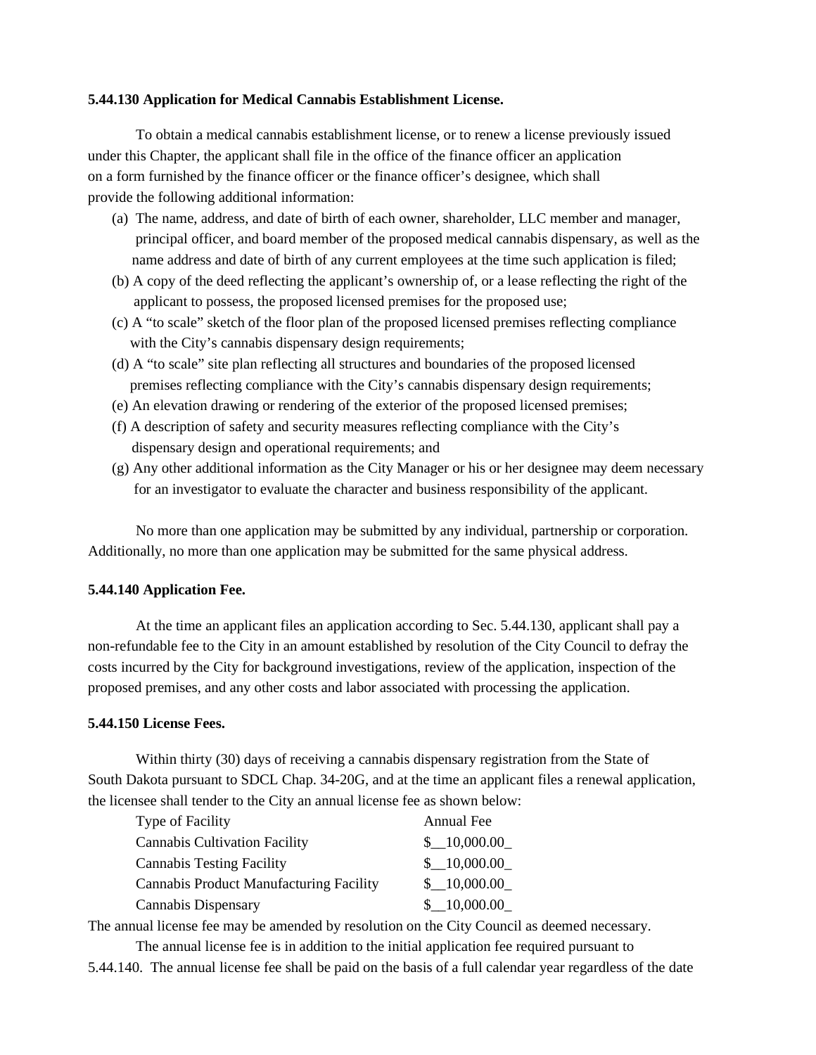**5.44.130 Application for Medical Cannabis Establishment License.**

To obtain a medical cannabis establishment license, or to renew a license previously issued under this Chapter, the applicant shall file in the office of the finance officer an application on a form furnished by the finance officer or the finance officer's designee, which shall provide the following additional information:

(a) The name, address, and date of birth of each owner, shareholder, LLC member and manager, principal officer, and board member of the proposed medical cannabis dispensary, as well as the name address and date of birth of any current employees at the time such application is filed;

(b) A copy of the deed reflecting the applicant's ownership of, or a lease reflecting the right of the applicant to possess, the proposed licensed premises for the proposed use;

(c) A "to scale" sketch of the floor plan of the proposed licensed premises reflecting compliance with the City's cannabis dispensary design requirements;

(d) A "to scale" site plan reflecting all structures and boundaries of the proposed licensed premises reflecting compliance with the City's cannabis dispensary design requirements;

(e) An elevation drawing or rendering of the exterior of the proposed licensed premises;

(f) A description of safety and security measures reflecting compliance with the City's dispensary design and operational requirements; and

(g) Any other additional information as the City Manager or his or her designee may deem necessary for an investigator to evaluate the character and business responsibility of the applicant.

No more than one application may be submitted by any individual, partnership or corporation. Additionally, no more than one application may be submitted for the same physical address.

**5.44.140 Application Fee.**

At the time an applicant files an application according to Sec. 5.44.130, applicant shall pay a non-refundable fee to the City in an amount established by resolution of the City Council to defray the costs incurred by the City for background investigations, review of the application, inspection of the proposed premises, and any other costs and labor associated with processing the application.

**5.44.150 License Fees.**

Within thirty (30) days of receiving a cannabis dispensary registration from the State of South Dakota pursuant to SDCL Chap. 34-20G, and at the time an applicant files a renewal application, the licensee shall tender to the City an annual license fee as shown below:

| Type of Facility | Annual Fee |
|---|---|
| Cannabis Cultivation Facility | $__10,000.00_ |
| Cannabis Testing Facility | $__10,000.00_ |
| Cannabis Product Manufacturing Facility | $__10,000.00_ |
| Cannabis Dispensary | $__10,000.00_ |

The annual license fee may be amended by resolution on the City Council as deemed necessary.

The annual license fee is in addition to the initial application fee required pursuant to 5.44.140. The annual license fee shall be paid on the basis of a full calendar year regardless of the date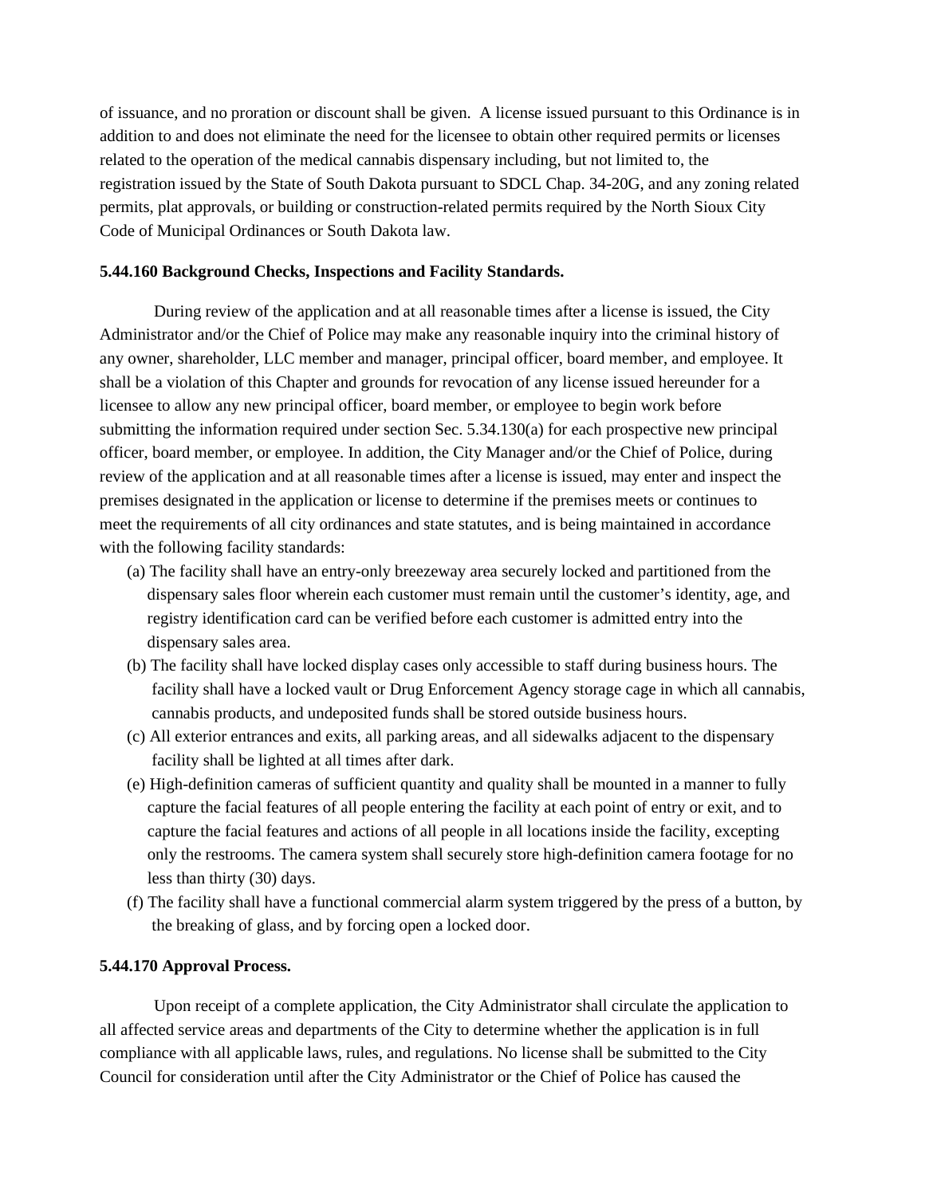of issuance, and no proration or discount shall be given. A license issued pursuant to this Ordinance is in addition to and does not eliminate the need for the licensee to obtain other required permits or licenses related to the operation of the medical cannabis dispensary including, but not limited to, the registration issued by the State of South Dakota pursuant to SDCL Chap. 34-20G, and any zoning related permits, plat approvals, or building or construction-related permits required by the North Sioux City Code of Municipal Ordinances or South Dakota law.

**5.44.160 Background Checks, Inspections and Facility Standards.**

During review of the application and at all reasonable times after a license is issued, the City Administrator and/or the Chief of Police may make any reasonable inquiry into the criminal history of any owner, shareholder, LLC member and manager, principal officer, board member, and employee. It shall be a violation of this Chapter and grounds for revocation of any license issued hereunder for a licensee to allow any new principal officer, board member, or employee to begin work before submitting the information required under section Sec. 5.34.130(a) for each prospective new principal officer, board member, or employee. In addition, the City Manager and/or the Chief of Police, during review of the application and at all reasonable times after a license is issued, may enter and inspect the premises designated in the application or license to determine if the premises meets or continues to meet the requirements of all city ordinances and state statutes, and is being maintained in accordance with the following facility standards:

(a) The facility shall have an entry-only breezeway area securely locked and partitioned from the dispensary sales floor wherein each customer must remain until the customer's identity, age, and registry identification card can be verified before each customer is admitted entry into the dispensary sales area.

(b) The facility shall have locked display cases only accessible to staff during business hours. The facility shall have a locked vault or Drug Enforcement Agency storage cage in which all cannabis, cannabis products, and undeposited funds shall be stored outside business hours.

(c) All exterior entrances and exits, all parking areas, and all sidewalks adjacent to the dispensary facility shall be lighted at all times after dark.

(e) High-definition cameras of sufficient quantity and quality shall be mounted in a manner to fully capture the facial features of all people entering the facility at each point of entry or exit, and to capture the facial features and actions of all people in all locations inside the facility, excepting only the restrooms. The camera system shall securely store high-definition camera footage for no less than thirty (30) days.

(f) The facility shall have a functional commercial alarm system triggered by the press of a button, by the breaking of glass, and by forcing open a locked door.

**5.44.170 Approval Process.**

Upon receipt of a complete application, the City Administrator shall circulate the application to all affected service areas and departments of the City to determine whether the application is in full compliance with all applicable laws, rules, and regulations. No license shall be submitted to the City Council for consideration until after the City Administrator or the Chief of Police has caused the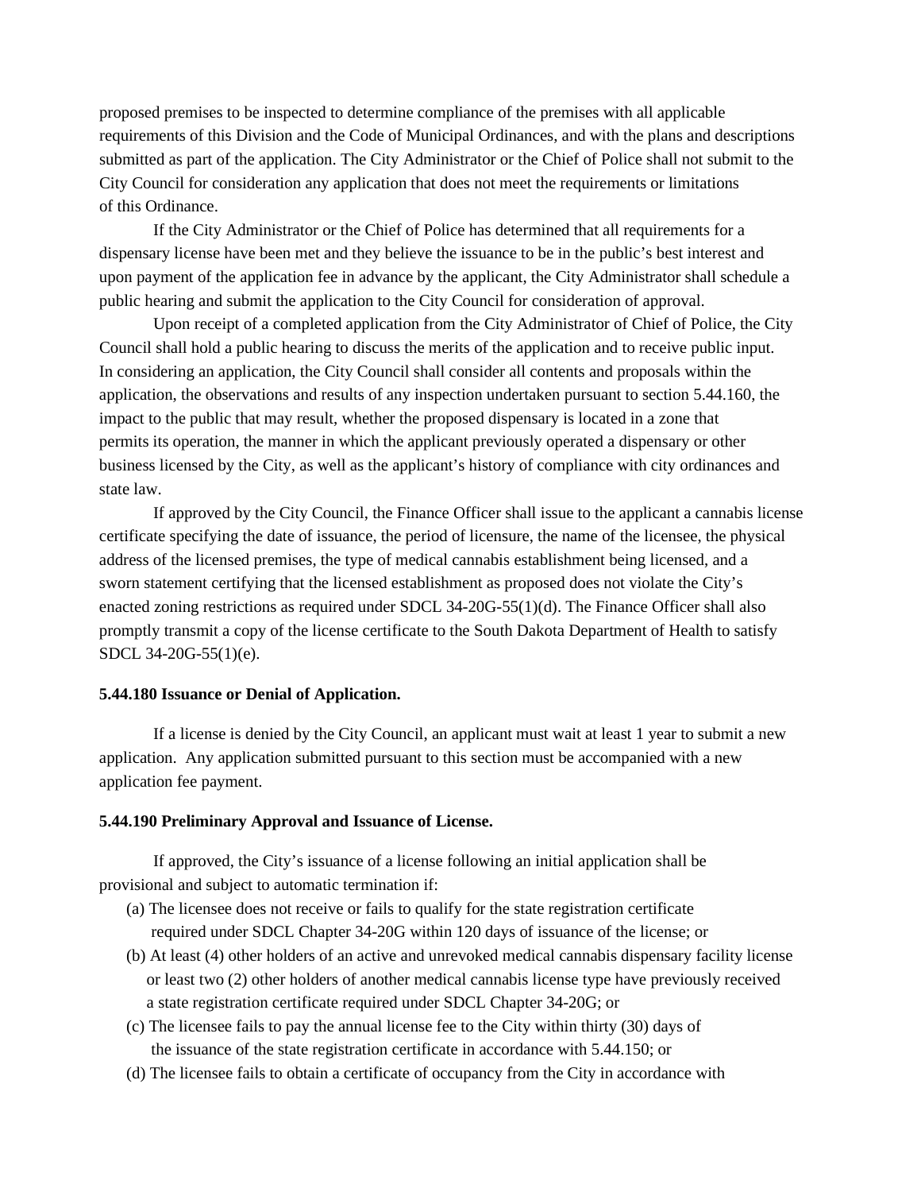proposed premises to be inspected to determine compliance of the premises with all applicable requirements of this Division and the Code of Municipal Ordinances, and with the plans and descriptions submitted as part of the application. The City Administrator or the Chief of Police shall not submit to the City Council for consideration any application that does not meet the requirements or limitations of this Ordinance.

If the City Administrator or the Chief of Police has determined that all requirements for a dispensary license have been met and they believe the issuance to be in the public's best interest and upon payment of the application fee in advance by the applicant, the City Administrator shall schedule a public hearing and submit the application to the City Council for consideration of approval.

Upon receipt of a completed application from the City Administrator of Chief of Police, the City Council shall hold a public hearing to discuss the merits of the application and to receive public input. In considering an application, the City Council shall consider all contents and proposals within the application, the observations and results of any inspection undertaken pursuant to section 5.44.160, the impact to the public that may result, whether the proposed dispensary is located in a zone that permits its operation, the manner in which the applicant previously operated a dispensary or other business licensed by the City, as well as the applicant's history of compliance with city ordinances and state law.

If approved by the City Council, the Finance Officer shall issue to the applicant a cannabis license certificate specifying the date of issuance, the period of licensure, the name of the licensee, the physical address of the licensed premises, the type of medical cannabis establishment being licensed, and a sworn statement certifying that the licensed establishment as proposed does not violate the City's enacted zoning restrictions as required under SDCL 34-20G-55(1)(d). The Finance Officer shall also promptly transmit a copy of the license certificate to the South Dakota Department of Health to satisfy SDCL 34-20G-55(1)(e).

**5.44.180 Issuance or Denial of Application.**

If a license is denied by the City Council, an applicant must wait at least 1 year to submit a new application. Any application submitted pursuant to this section must be accompanied with a new application fee payment.

**5.44.190 Preliminary Approval and Issuance of License.**

If approved, the City's issuance of a license following an initial application shall be provisional and subject to automatic termination if:

(a) The licensee does not receive or fails to qualify for the state registration certificate required under SDCL Chapter 34-20G within 120 days of issuance of the license; or

(b) At least (4) other holders of an active and unrevoked medical cannabis dispensary facility license or least two (2) other holders of another medical cannabis license type have previously received a state registration certificate required under SDCL Chapter 34-20G; or

(c) The licensee fails to pay the annual license fee to the City within thirty (30) days of the issuance of the state registration certificate in accordance with 5.44.150; or

(d) The licensee fails to obtain a certificate of occupancy from the City in accordance with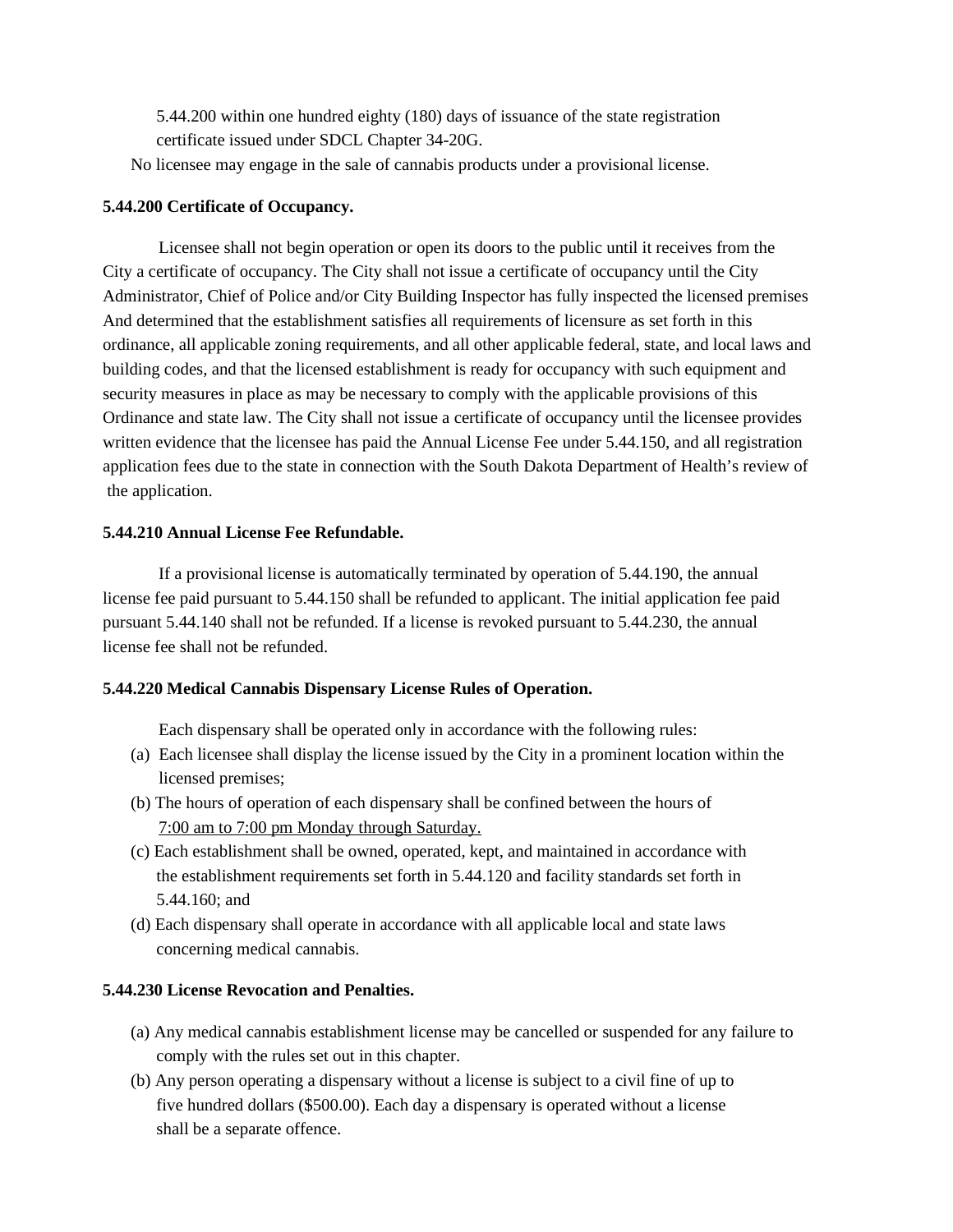5.44.200 within one hundred eighty (180) days of issuance of the state registration certificate issued under SDCL Chapter 34-20G.

No licensee may engage in the sale of cannabis products under a provisional license.

**5.44.200 Certificate of Occupancy.**

Licensee shall not begin operation or open its doors to the public until it receives from the City a certificate of occupancy. The City shall not issue a certificate of occupancy until the City Administrator, Chief of Police and/or City Building Inspector has fully inspected the licensed premises And determined that the establishment satisfies all requirements of licensure as set forth in this ordinance, all applicable zoning requirements, and all other applicable federal, state, and local laws and building codes, and that the licensed establishment is ready for occupancy with such equipment and security measures in place as may be necessary to comply with the applicable provisions of this Ordinance and state law. The City shall not issue a certificate of occupancy until the licensee provides written evidence that the licensee has paid the Annual License Fee under 5.44.150, and all registration application fees due to the state in connection with the South Dakota Department of Health's review of the application.

**5.44.210 Annual License Fee Refundable.**

If a provisional license is automatically terminated by operation of 5.44.190, the annual license fee paid pursuant to 5.44.150 shall be refunded to applicant. The initial application fee paid pursuant 5.44.140 shall not be refunded. If a license is revoked pursuant to 5.44.230, the annual license fee shall not be refunded.

**5.44.220 Medical Cannabis Dispensary License Rules of Operation.**

Each dispensary shall be operated only in accordance with the following rules:

(a) Each licensee shall display the license issued by the City in a prominent location within the licensed premises;

(b) The hours of operation of each dispensary shall be confined between the hours of <u>7:00 am to 7:00 pm Monday through Saturday.</u>

(c) Each establishment shall be owned, operated, kept, and maintained in accordance with the establishment requirements set forth in 5.44.120 and facility standards set forth in 5.44.160; and

(d) Each dispensary shall operate in accordance with all applicable local and state laws concerning medical cannabis.

**5.44.230 License Revocation and Penalties.**

(a) Any medical cannabis establishment license may be cancelled or suspended for any failure to comply with the rules set out in this chapter.

(b) Any person operating a dispensary without a license is subject to a civil fine of up to five hundred dollars ($500.00). Each day a dispensary is operated without a license shall be a separate offence.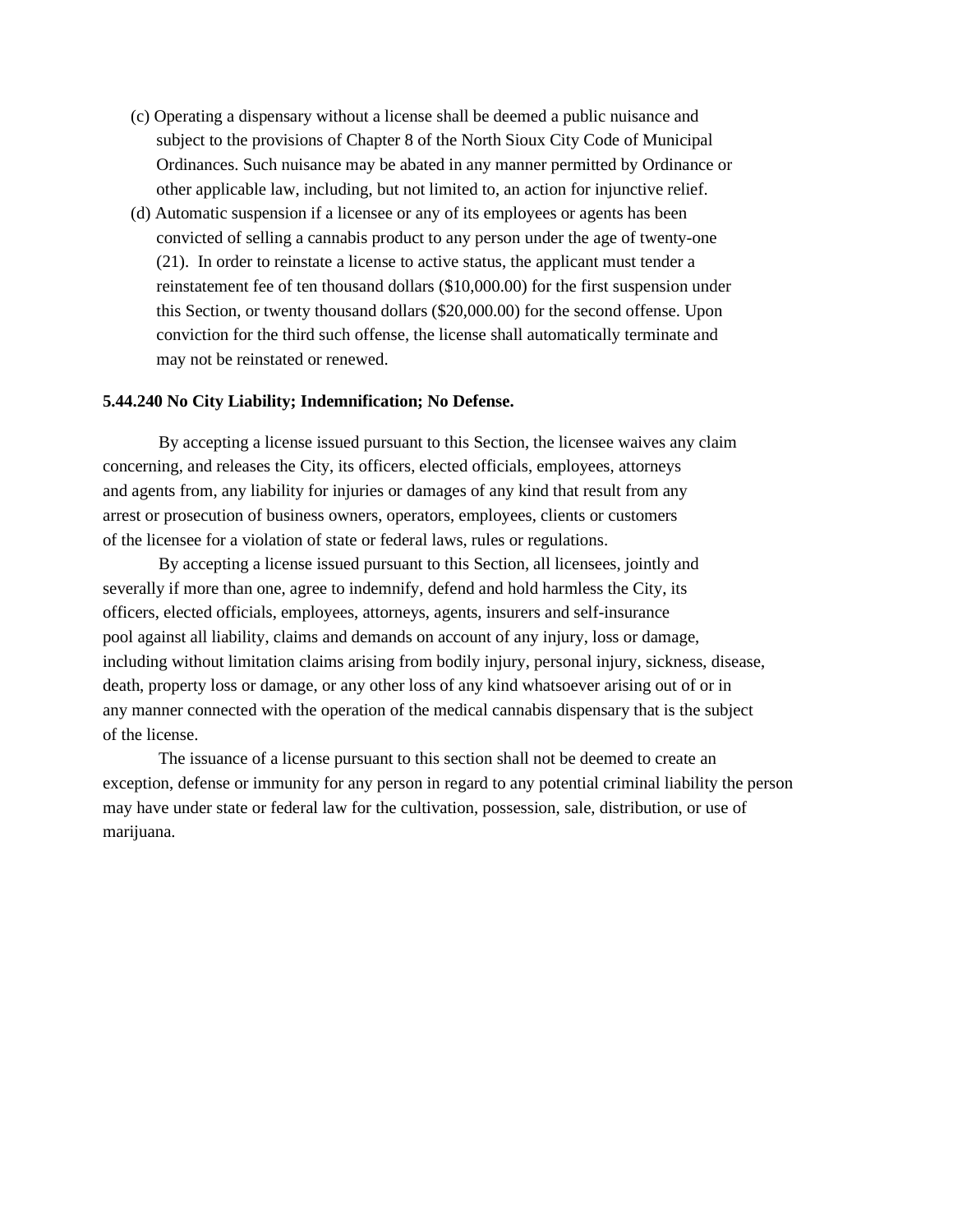(c) Operating a dispensary without a license shall be deemed a public nuisance and subject to the provisions of Chapter 8 of the North Sioux City Code of Municipal Ordinances. Such nuisance may be abated in any manner permitted by Ordinance or other applicable law, including, but not limited to, an action for injunctive relief.

(d) Automatic suspension if a licensee or any of its employees or agents has been convicted of selling a cannabis product to any person under the age of twenty-one (21). In order to reinstate a license to active status, the applicant must tender a reinstatement fee of ten thousand dollars ($10,000.00) for the first suspension under this Section, or twenty thousand dollars ($20,000.00) for the second offense. Upon conviction for the third such offense, the license shall automatically terminate and may not be reinstated or renewed.

**5.44.240 No City Liability; Indemnification; No Defense.**

By accepting a license issued pursuant to this Section, the licensee waives any claim concerning, and releases the City, its officers, elected officials, employees, attorneys and agents from, any liability for injuries or damages of any kind that result from any arrest or prosecution of business owners, operators, employees, clients or customers of the licensee for a violation of state or federal laws, rules or regulations.

By accepting a license issued pursuant to this Section, all licensees, jointly and severally if more than one, agree to indemnify, defend and hold harmless the City, its officers, elected officials, employees, attorneys, agents, insurers and self-insurance pool against all liability, claims and demands on account of any injury, loss or damage, including without limitation claims arising from bodily injury, personal injury, sickness, disease, death, property loss or damage, or any other loss of any kind whatsoever arising out of or in any manner connected with the operation of the medical cannabis dispensary that is the subject of the license.

The issuance of a license pursuant to this section shall not be deemed to create an exception, defense or immunity for any person in regard to any potential criminal liability the person may have under state or federal law for the cultivation, possession, sale, distribution, or use of marijuana.